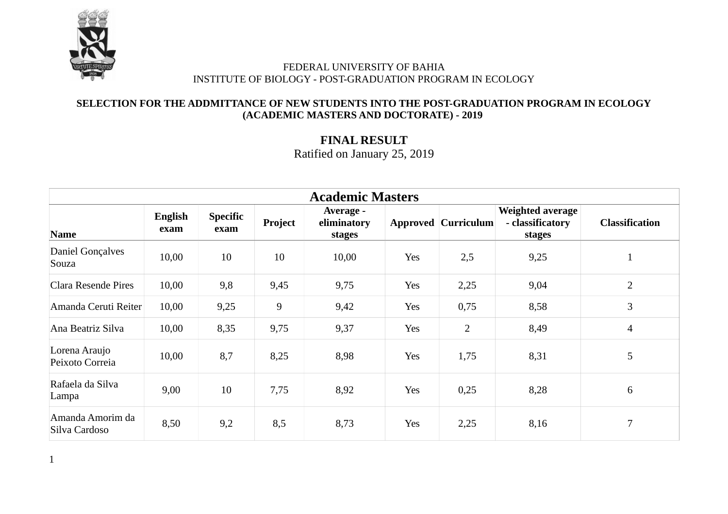FEDERAL UNIVERSITY OF BAHIA
INSTITUTE OF BIOLOGY - POST-GRADUATION PROGRAM IN ECOLOGY

**SELECTION FOR THE ADDMITTANCE OF NEW STUDENTS INTO THE POST-GRADUATION PROGRAM IN ECOLOGY (ACADEMIC MASTERS AND DOCTORATE) - 2019**

## FINAL RESULT

Ratified on January 25, 2019

| Academic Masters | | | | | | | | |
|---|---|---|---|---|---|---|---|---|
| **Name** | **English exam** | **Specific exam** | **Project** | **Average - eliminatory stages** | **Approved** | **Curriculum** | **Weighted average - classificatory stages** | **Classification** |
| Daniel Gonçalves Souza | 10,00 | 10 | 10 | 10,00 | Yes | 2,5 | 9,25 | 1 |
| Clara Resende Pires | 10,00 | 9,8 | 9,45 | 9,75 | Yes | 2,25 | 9,04 | 2 |
| Amanda Ceruti Reiter | 10,00 | 9,25 | 9 | 9,42 | Yes | 0,75 | 8,58 | 3 |
| Ana Beatriz Silva | 10,00 | 8,35 | 9,75 | 9,37 | Yes | 2 | 8,49 | 4 |
| Lorena Araujo Peixoto Correia | 10,00 | 8,7 | 8,25 | 8,98 | Yes | 1,75 | 8,31 | 5 |
| Rafaela da Silva Lampa | 9,00 | 10 | 7,75 | 8,92 | Yes | 0,25 | 8,28 | 6 |
| Amanda Amorim da Silva Cardoso | 8,50 | 9,2 | 8,5 | 8,73 | Yes | 2,25 | 8,16 | 7 |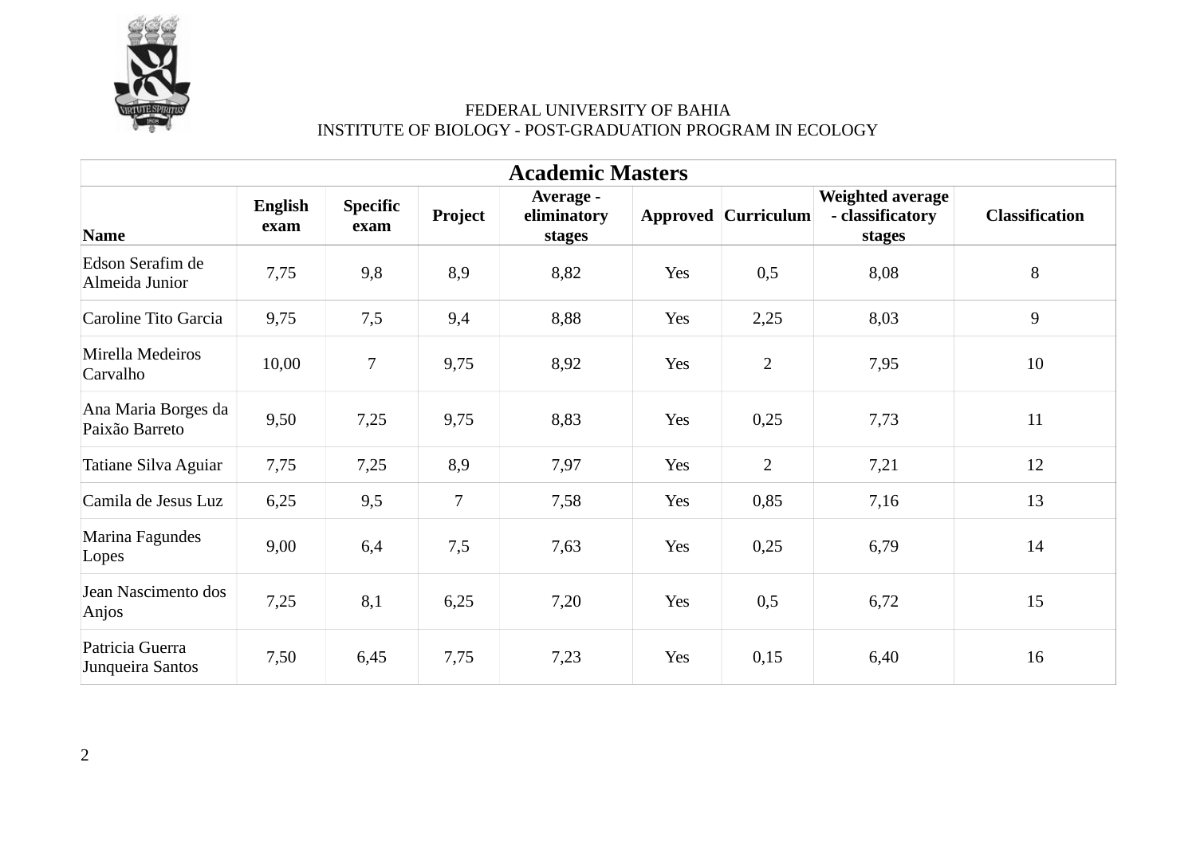FEDERAL UNIVERSITY OF BAHIA
INSTITUTE OF BIOLOGY - POST-GRADUATION PROGRAM IN ECOLOGY

| Academic Masters | | | | | | | | |
|---|---|---|---|---|---|---|---|---|
| **Name** | **English exam** | **Specific exam** | **Project** | **Average - eliminatory stages** | **Approved** | **Curriculum** | **Weighted average - classificatory stages** | **Classification** |
| Edson Serafim de Almeida Junior | 7,75 | 9,8 | 8,9 | 8,82 | Yes | 0,5 | 8,08 | 8 |
| Caroline Tito Garcia | 9,75 | 7,5 | 9,4 | 8,88 | Yes | 2,25 | 8,03 | 9 |
| Mirella Medeiros Carvalho | 10,00 | 7 | 9,75 | 8,92 | Yes | 2 | 7,95 | 10 |
| Ana Maria Borges da Paixão Barreto | 9,50 | 7,25 | 9,75 | 8,83 | Yes | 0,25 | 7,73 | 11 |
| Tatiane Silva Aguiar | 7,75 | 7,25 | 8,9 | 7,97 | Yes | 2 | 7,21 | 12 |
| Camila de Jesus Luz | 6,25 | 9,5 | 7 | 7,58 | Yes | 0,85 | 7,16 | 13 |
| Marina Fagundes Lopes | 9,00 | 6,4 | 7,5 | 7,63 | Yes | 0,25 | 6,79 | 14 |
| Jean Nascimento dos Anjos | 7,25 | 8,1 | 6,25 | 7,20 | Yes | 0,5 | 6,72 | 15 |
| Patricia Guerra Junqueira Santos | 7,50 | 6,45 | 7,75 | 7,23 | Yes | 0,15 | 6,40 | 16 |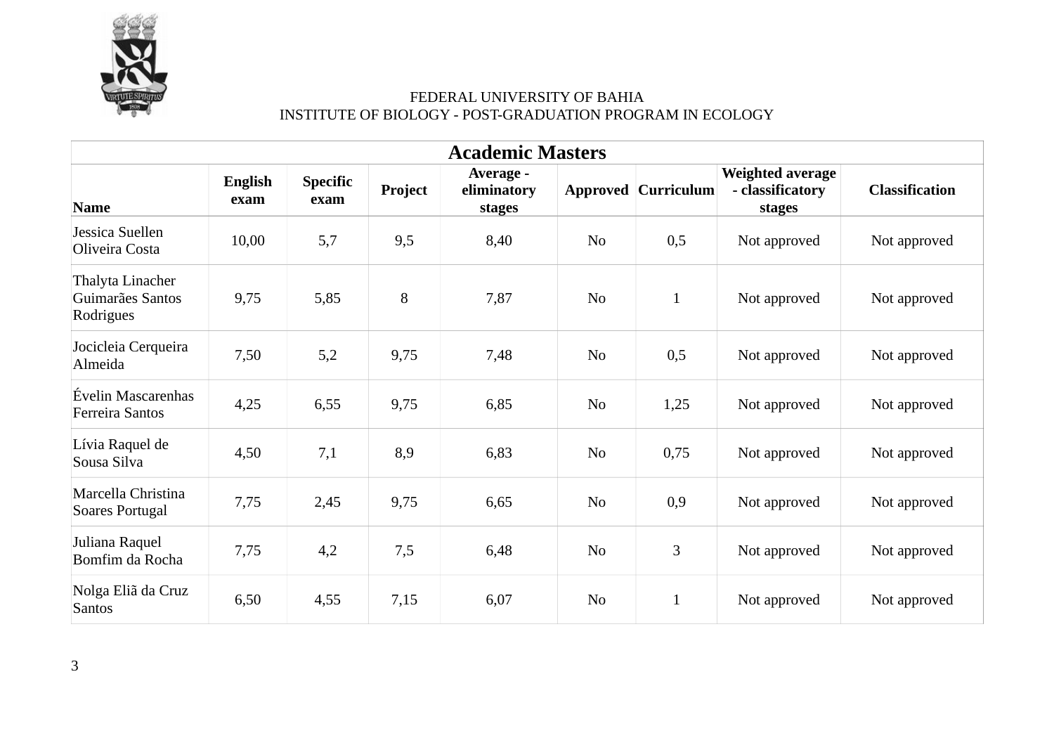FEDERAL UNIVERSITY OF BAHIA
INSTITUTE OF BIOLOGY - POST-GRADUATION PROGRAM IN ECOLOGY

| Academic Masters | | | | | | | | |
|---|---|---|---|---|---|---|---|---|
| **Name** | **English exam** | **Specific exam** | **Project** | **Average - eliminatory stages** | **Approved** | **Curriculum** | **Weighted average - classificatory stages** | **Classification** |
| Jessica Suellen Oliveira Costa | 10,00 | 5,7 | 9,5 | 8,40 | No | 0,5 | Not approved | Not approved |
| Thalyta Linacher Guimarães Santos Rodrigues | 9,75 | 5,85 | 8 | 7,87 | No | 1 | Not approved | Not approved |
| Jocicleia Cerqueira Almeida | 7,50 | 5,2 | 9,75 | 7,48 | No | 0,5 | Not approved | Not approved |
| Évelin Mascarenhas Ferreira Santos | 4,25 | 6,55 | 9,75 | 6,85 | No | 1,25 | Not approved | Not approved |
| Lívia Raquel de Sousa Silva | 4,50 | 7,1 | 8,9 | 6,83 | No | 0,75 | Not approved | Not approved |
| Marcella Christina Soares Portugal | 7,75 | 2,45 | 9,75 | 6,65 | No | 0,9 | Not approved | Not approved |
| Juliana Raquel Bomfim da Rocha | 7,75 | 4,2 | 7,5 | 6,48 | No | 3 | Not approved | Not approved |
| Nolga Eliã da Cruz Santos | 6,50 | 4,55 | 7,15 | 6,07 | No | 1 | Not approved | Not approved |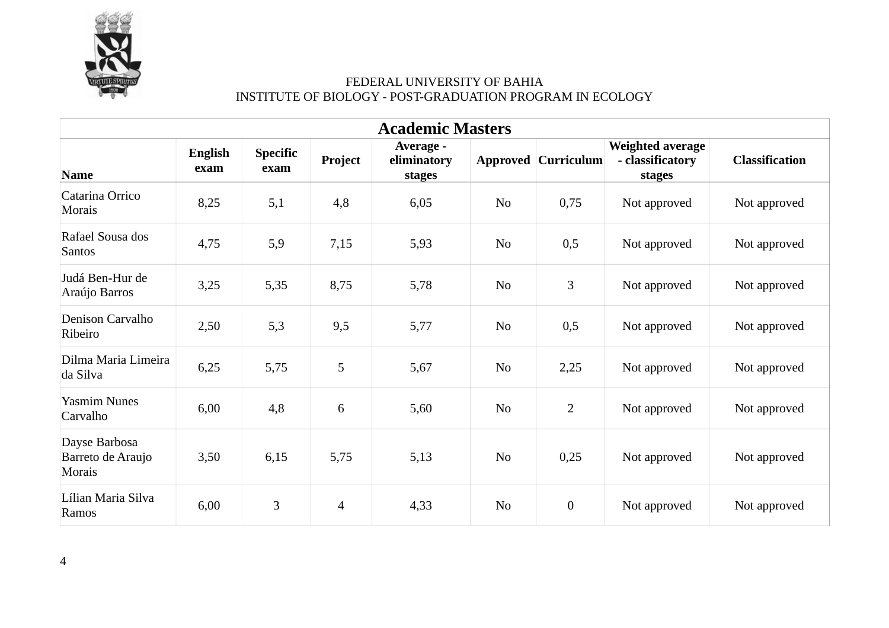FEDERAL UNIVERSITY OF BAHIA
INSTITUTE OF BIOLOGY - POST-GRADUATION PROGRAM IN ECOLOGY

| Academic Masters | | | | | | | | |
|---|---|---|---|---|---|---|---|---|
| **Name** | **English exam** | **Specific exam** | **Project** | **Average - eliminatory stages** | **Approved** | **Curriculum** | **Weighted average - classificatory stages** | **Classification** |
| Catarina Orrico Morais | 8,25 | 5,1 | 4,8 | 6,05 | No | 0,75 | Not approved | Not approved |
| Rafael Sousa dos Santos | 4,75 | 5,9 | 7,15 | 5,93 | No | 0,5 | Not approved | Not approved |
| Judá Ben-Hur de Araújo Barros | 3,25 | 5,35 | 8,75 | 5,78 | No | 3 | Not approved | Not approved |
| Denison Carvalho Ribeiro | 2,50 | 5,3 | 9,5 | 5,77 | No | 0,5 | Not approved | Not approved |
| Dilma Maria Limeira da Silva | 6,25 | 5,75 | 5 | 5,67 | No | 2,25 | Not approved | Not approved |
| Yasmim Nunes Carvalho | 6,00 | 4,8 | 6 | 5,60 | No | 2 | Not approved | Not approved |
| Dayse Barbosa Barreto de Araujo Morais | 3,50 | 6,15 | 5,75 | 5,13 | No | 0,25 | Not approved | Not approved |
| Lílian Maria Silva Ramos | 6,00 | 3 | 4 | 4,33 | No | 0 | Not approved | Not approved |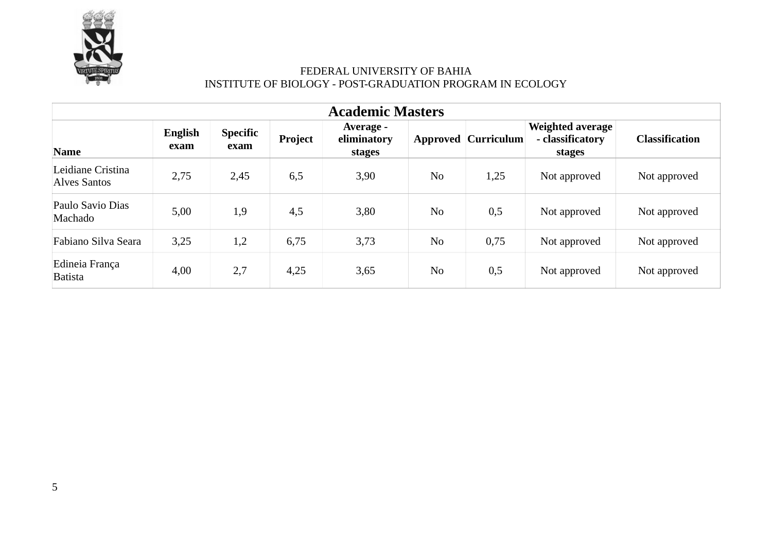FEDERAL UNIVERSITY OF BAHIA
INSTITUTE OF BIOLOGY - POST-GRADUATION PROGRAM IN ECOLOGY

| Academic Masters | | | | | | | | |
|---|---|---|---|---|---|---|---|---|
| **Name** | **English exam** | **Specific exam** | **Project** | **Average - eliminatory stages** | **Approved** | **Curriculum** | **Weighted average - classificatory stages** | **Classification** |
| Leidiane Cristina Alves Santos | 2,75 | 2,45 | 6,5 | 3,90 | No | 1,25 | Not approved | Not approved |
| Paulo Savio Dias Machado | 5,00 | 1,9 | 4,5 | 3,80 | No | 0,5 | Not approved | Not approved |
| Fabiano Silva Seara | 3,25 | 1,2 | 6,75 | 3,73 | No | 0,75 | Not approved | Not approved |
| Edineia França Batista | 4,00 | 2,7 | 4,25 | 3,65 | No | 0,5 | Not approved | Not approved |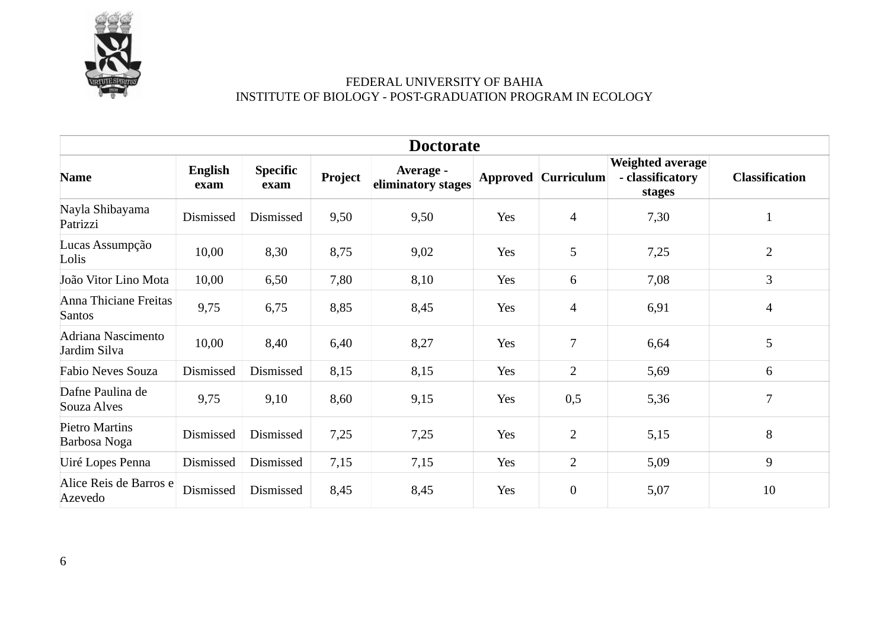FEDERAL UNIVERSITY OF BAHIA
INSTITUTE OF BIOLOGY - POST-GRADUATION PROGRAM IN ECOLOGY

| Doctorate | | | | | | | | |
|---|---|---|---|---|---|---|---|---|
| **Name** | **English exam** | **Specific exam** | **Project** | **Average - eliminatory stages** | **Approved** | **Curriculum** | **Weighted average - classificatory stages** | **Classification** |
| Nayla Shibayama Patrizzi | Dismissed | Dismissed | 9,50 | 9,50 | Yes | 4 | 7,30 | 1 |
| Lucas Assumpção Lolis | 10,00 | 8,30 | 8,75 | 9,02 | Yes | 5 | 7,25 | 2 |
| João Vitor Lino Mota | 10,00 | 6,50 | 7,80 | 8,10 | Yes | 6 | 7,08 | 3 |
| Anna Thiciane Freitas Santos | 9,75 | 6,75 | 8,85 | 8,45 | Yes | 4 | 6,91 | 4 |
| Adriana Nascimento Jardim Silva | 10,00 | 8,40 | 6,40 | 8,27 | Yes | 7 | 6,64 | 5 |
| Fabio Neves Souza | Dismissed | Dismissed | 8,15 | 8,15 | Yes | 2 | 5,69 | 6 |
| Dafne Paulina de Souza Alves | 9,75 | 9,10 | 8,60 | 9,15 | Yes | 0,5 | 5,36 | 7 |
| Pietro Martins Barbosa Noga | Dismissed | Dismissed | 7,25 | 7,25 | Yes | 2 | 5,15 | 8 |
| Uiré Lopes Penna | Dismissed | Dismissed | 7,15 | 7,15 | Yes | 2 | 5,09 | 9 |
| Alice Reis de Barros e Azevedo | Dismissed | Dismissed | 8,45 | 8,45 | Yes | 0 | 5,07 | 10 |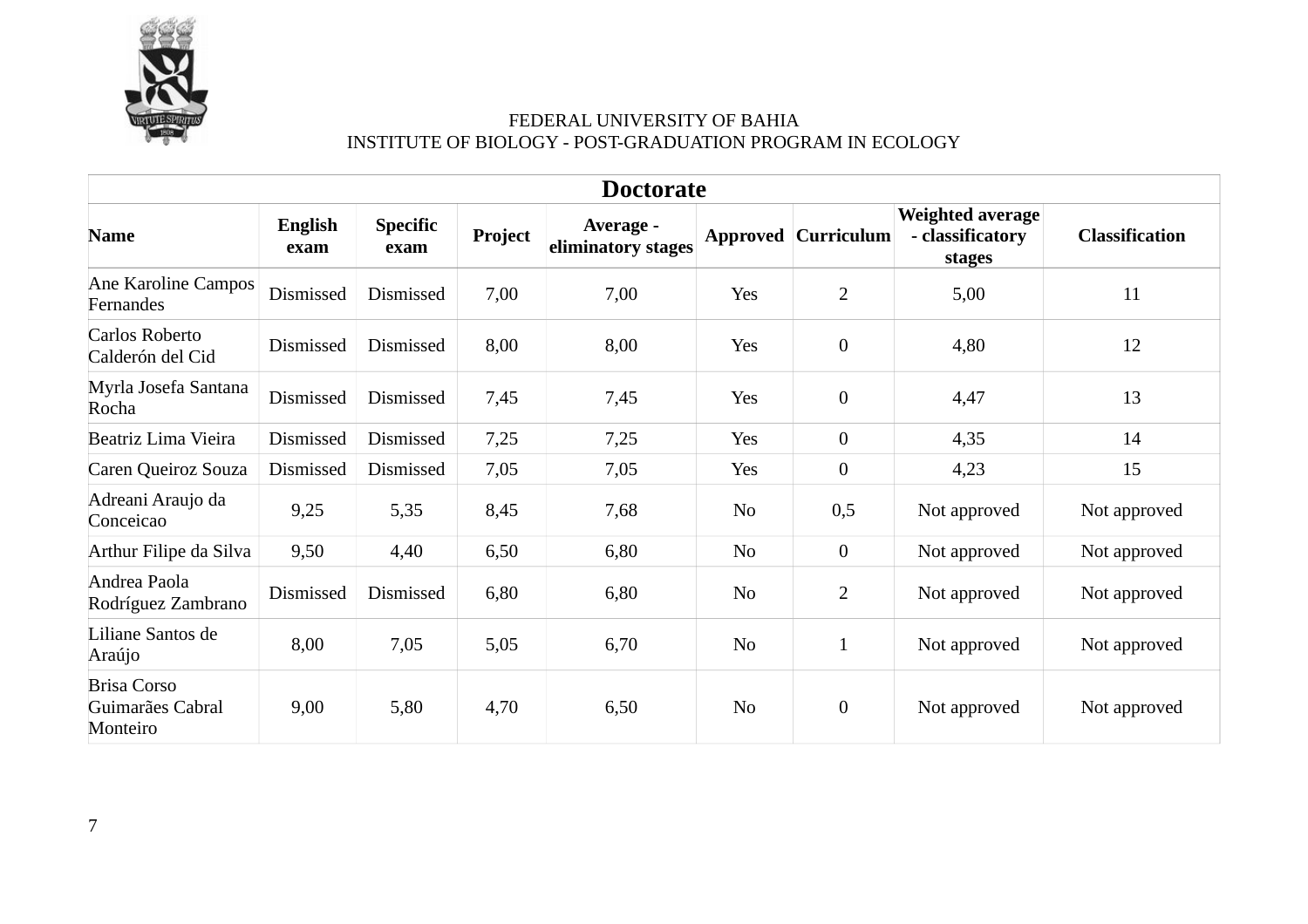FEDERAL UNIVERSITY OF BAHIA
INSTITUTE OF BIOLOGY - POST-GRADUATION PROGRAM IN ECOLOGY

| Doctorate | | | | | | | | |
|---|---|---|---|---|---|---|---|---|
| **Name** | **English exam** | **Specific exam** | **Project** | **Average - eliminatory stages** | **Approved** | **Curriculum** | **Weighted average - classificatory stages** | **Classification** |
| Ane Karoline Campos Fernandes | Dismissed | Dismissed | 7,00 | 7,00 | Yes | 2 | 5,00 | 11 |
| Carlos Roberto Calderón del Cid | Dismissed | Dismissed | 8,00 | 8,00 | Yes | 0 | 4,80 | 12 |
| Myrla Josefa Santana Rocha | Dismissed | Dismissed | 7,45 | 7,45 | Yes | 0 | 4,47 | 13 |
| Beatriz Lima Vieira | Dismissed | Dismissed | 7,25 | 7,25 | Yes | 0 | 4,35 | 14 |
| Caren Queiroz Souza | Dismissed | Dismissed | 7,05 | 7,05 | Yes | 0 | 4,23 | 15 |
| Adreani Araujo da Conceicao | 9,25 | 5,35 | 8,45 | 7,68 | No | 0,5 | Not approved | Not approved |
| Arthur Filipe da Silva | 9,50 | 4,40 | 6,50 | 6,80 | No | 0 | Not approved | Not approved |
| Andrea Paola Rodríguez Zambrano | Dismissed | Dismissed | 6,80 | 6,80 | No | 2 | Not approved | Not approved |
| Liliane Santos de Araújo | 8,00 | 7,05 | 5,05 | 6,70 | No | 1 | Not approved | Not approved |
| Brisa Corso Guimarães Cabral Monteiro | 9,00 | 5,80 | 4,70 | 6,50 | No | 0 | Not approved | Not approved |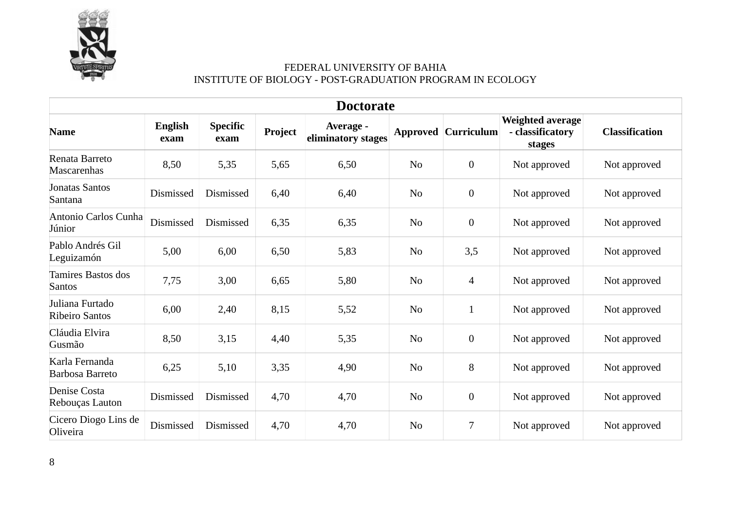FEDERAL UNIVERSITY OF BAHIA
INSTITUTE OF BIOLOGY - POST-GRADUATION PROGRAM IN ECOLOGY

| Doctorate | | | | | | | | |
|---|---|---|---|---|---|---|---|---|
| **Name** | **English exam** | **Specific exam** | **Project** | **Average - eliminatory stages** | **Approved** | **Curriculum** | **Weighted average - classificatory stages** | **Classification** |
| Renata Barreto Mascarenhas | 8,50 | 5,35 | 5,65 | 6,50 | No | 0 | Not approved | Not approved |
| Jonatas Santos Santana | Dismissed | Dismissed | 6,40 | 6,40 | No | 0 | Not approved | Not approved |
| Antonio Carlos Cunha Júnior | Dismissed | Dismissed | 6,35 | 6,35 | No | 0 | Not approved | Not approved |
| Pablo Andrés Gil Leguizamón | 5,00 | 6,00 | 6,50 | 5,83 | No | 3,5 | Not approved | Not approved |
| Tamires Bastos dos Santos | 7,75 | 3,00 | 6,65 | 5,80 | No | 4 | Not approved | Not approved |
| Juliana Furtado Ribeiro Santos | 6,00 | 2,40 | 8,15 | 5,52 | No | 1 | Not approved | Not approved |
| Cláudia Elvira Gusmão | 8,50 | 3,15 | 4,40 | 5,35 | No | 0 | Not approved | Not approved |
| Karla Fernanda Barbosa Barreto | 6,25 | 5,10 | 3,35 | 4,90 | No | 8 | Not approved | Not approved |
| Denise Costa Rebouças Lauton | Dismissed | Dismissed | 4,70 | 4,70 | No | 0 | Not approved | Not approved |
| Cicero Diogo Lins de Oliveira | Dismissed | Dismissed | 4,70 | 4,70 | No | 7 | Not approved | Not approved |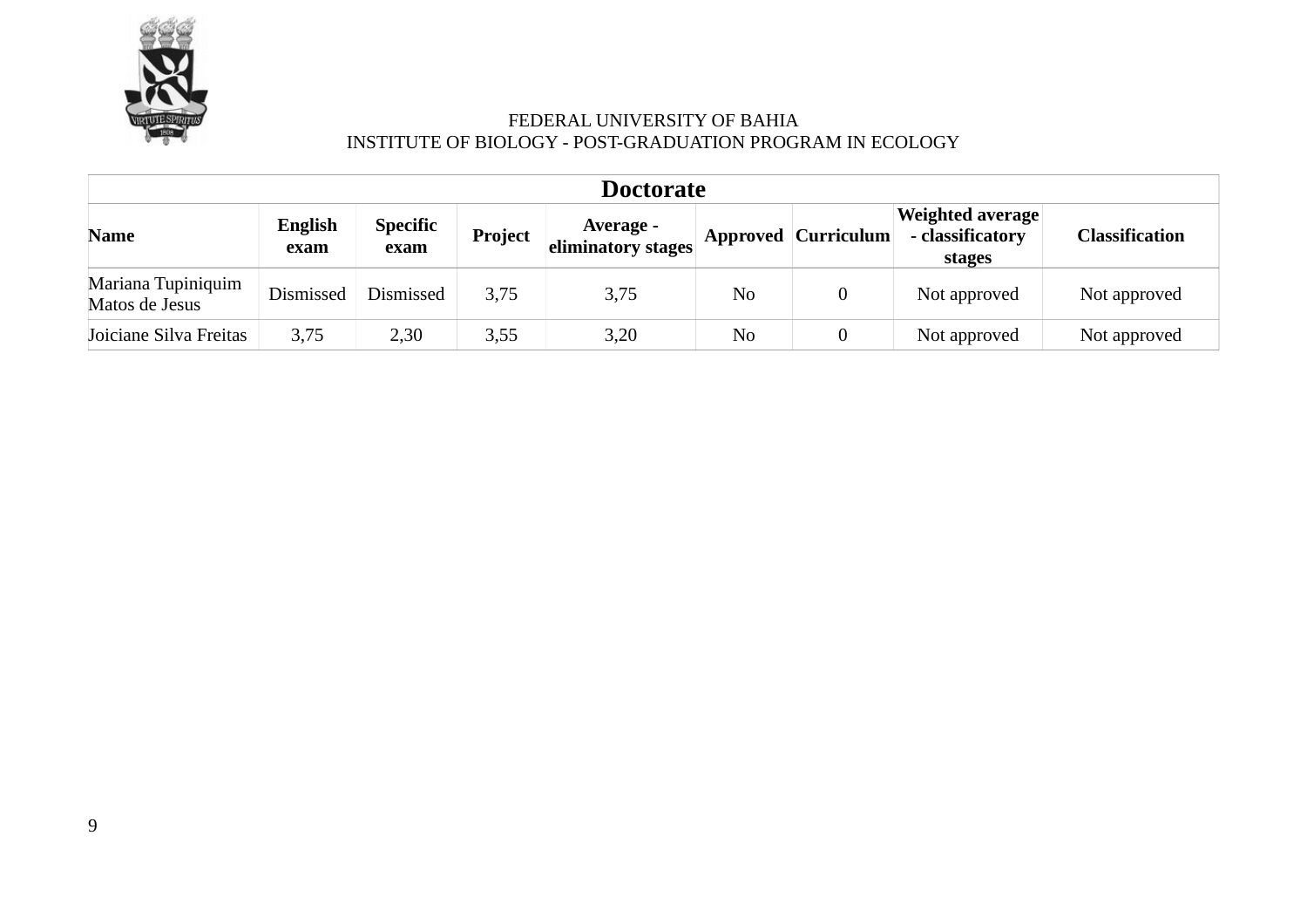FEDERAL UNIVERSITY OF BAHIA
INSTITUTE OF BIOLOGY - POST-GRADUATION PROGRAM IN ECOLOGY

| Doctorate | | | | | | | | |
|---|---|---|---|---|---|---|---|---|
| **Name** | **English exam** | **Specific exam** | **Project** | **Average - eliminatory stages** | **Approved** | **Curriculum** | **Weighted average - classificatory stages** | **Classification** |
| Mariana Tupiniquim Matos de Jesus | Dismissed | Dismissed | 3,75 | 3,75 | No | 0 | Not approved | Not approved |
| Joiciane Silva Freitas | 3,75 | 2,30 | 3,55 | 3,20 | No | 0 | Not approved | Not approved |